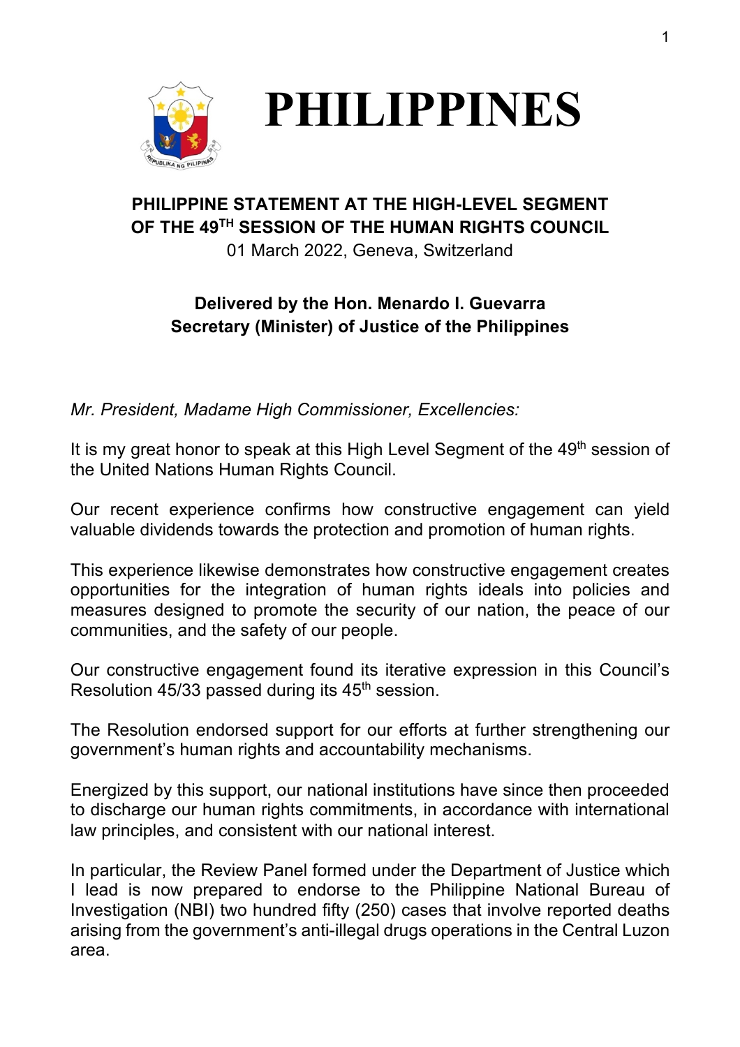# PHILIPPINES

## PHILIPPINE STATEMENT AT THE HIGH-LEVEL SEGMENT OF THE 49TH SESSION OF THE HUMAN RIGHTS COUNCIL

01 March 2022, Geneva, Switzerland

**Delivered by the Hon. Menardo I. Guevarra**
**Secretary (Minister) of Justice of the Philippines**

*Mr. President, Madame High Commissioner, Excellencies:*

It is my great honor to speak at this High Level Segment of the 49th session of the United Nations Human Rights Council.

Our recent experience confirms how constructive engagement can yield valuable dividends towards the protection and promotion of human rights.

This experience likewise demonstrates how constructive engagement creates opportunities for the integration of human rights ideals into policies and measures designed to promote the security of our nation, the peace of our communities, and the safety of our people.

Our constructive engagement found its iterative expression in this Council's Resolution 45/33 passed during its 45th session.

The Resolution endorsed support for our efforts at further strengthening our government's human rights and accountability mechanisms.

Energized by this support, our national institutions have since then proceeded to discharge our human rights commitments, in accordance with international law principles, and consistent with our national interest.

In particular, the Review Panel formed under the Department of Justice which I lead is now prepared to endorse to the Philippine National Bureau of Investigation (NBI) two hundred fifty (250) cases that involve reported deaths arising from the government's anti-illegal drugs operations in the Central Luzon area.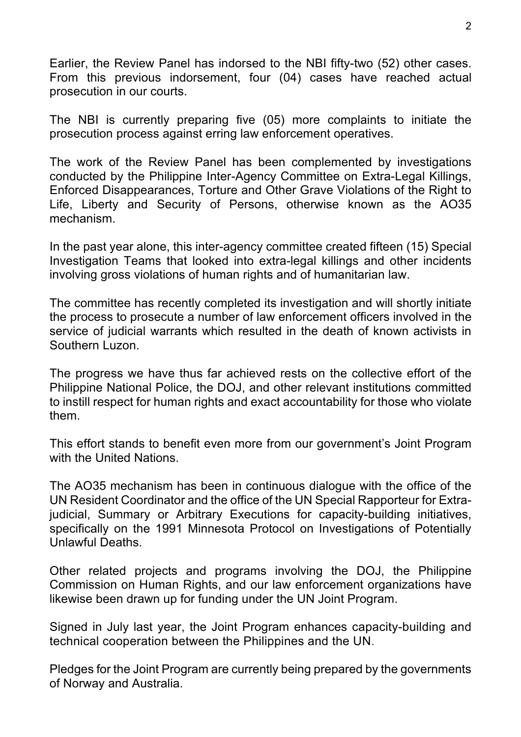Earlier, the Review Panel has indorsed to the NBI fifty-two (52) other cases. From this previous indorsement, four (04) cases have reached actual prosecution in our courts.

The NBI is currently preparing five (05) more complaints to initiate the prosecution process against erring law enforcement operatives.

The work of the Review Panel has been complemented by investigations conducted by the Philippine Inter-Agency Committee on Extra-Legal Killings, Enforced Disappearances, Torture and Other Grave Violations of the Right to Life, Liberty and Security of Persons, otherwise known as the AO35 mechanism.

In the past year alone, this inter-agency committee created fifteen (15) Special Investigation Teams that looked into extra-legal killings and other incidents involving gross violations of human rights and of humanitarian law.

The committee has recently completed its investigation and will shortly initiate the process to prosecute a number of law enforcement officers involved in the service of judicial warrants which resulted in the death of known activists in Southern Luzon.

The progress we have thus far achieved rests on the collective effort of the Philippine National Police, the DOJ, and other relevant institutions committed to instill respect for human rights and exact accountability for those who violate them.

This effort stands to benefit even more from our government's Joint Program with the United Nations.

The AO35 mechanism has been in continuous dialogue with the office of the UN Resident Coordinator and the office of the UN Special Rapporteur for Extra-judicial, Summary or Arbitrary Executions for capacity-building initiatives, specifically on the 1991 Minnesota Protocol on Investigations of Potentially Unlawful Deaths.

Other related projects and programs involving the DOJ, the Philippine Commission on Human Rights, and our law enforcement organizations have likewise been drawn up for funding under the UN Joint Program.

Signed in July last year, the Joint Program enhances capacity-building and technical cooperation between the Philippines and the UN.

Pledges for the Joint Program are currently being prepared by the governments of Norway and Australia.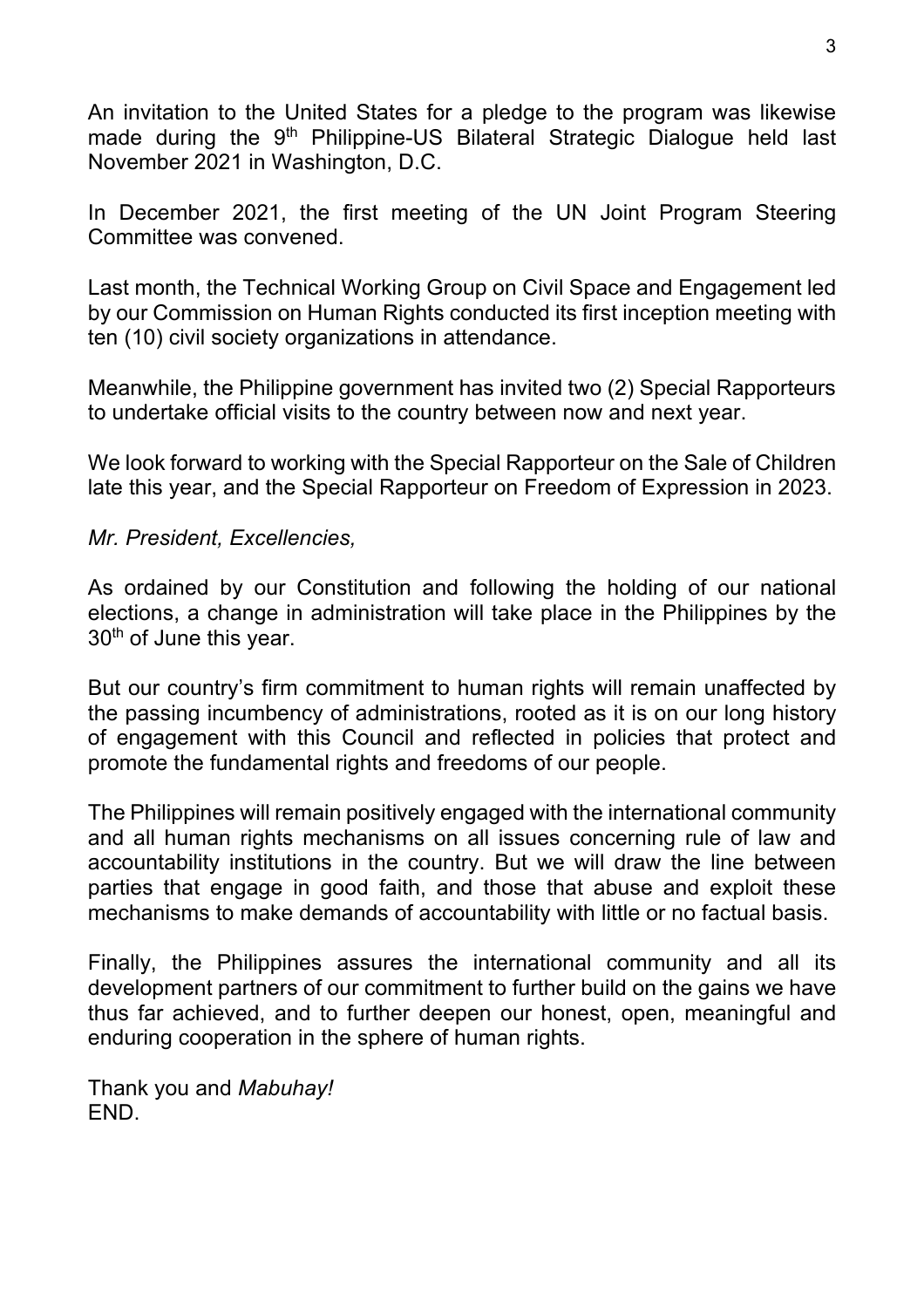An invitation to the United States for a pledge to the program was likewise made during the 9th Philippine-US Bilateral Strategic Dialogue held last November 2021 in Washington, D.C.

In December 2021, the first meeting of the UN Joint Program Steering Committee was convened.

Last month, the Technical Working Group on Civil Space and Engagement led by our Commission on Human Rights conducted its first inception meeting with ten (10) civil society organizations in attendance.

Meanwhile, the Philippine government has invited two (2) Special Rapporteurs to undertake official visits to the country between now and next year.

We look forward to working with the Special Rapporteur on the Sale of Children late this year, and the Special Rapporteur on Freedom of Expression in 2023.

*Mr. President, Excellencies,*

As ordained by our Constitution and following the holding of our national elections, a change in administration will take place in the Philippines by the 30th of June this year.

But our country's firm commitment to human rights will remain unaffected by the passing incumbency of administrations, rooted as it is on our long history of engagement with this Council and reflected in policies that protect and promote the fundamental rights and freedoms of our people.

The Philippines will remain positively engaged with the international community and all human rights mechanisms on all issues concerning rule of law and accountability institutions in the country. But we will draw the line between parties that engage in good faith, and those that abuse and exploit these mechanisms to make demands of accountability with little or no factual basis.

Finally, the Philippines assures the international community and all its development partners of our commitment to further build on the gains we have thus far achieved, and to further deepen our honest, open, meaningful and enduring cooperation in the sphere of human rights.

Thank you and *Mabuhay!*
END.